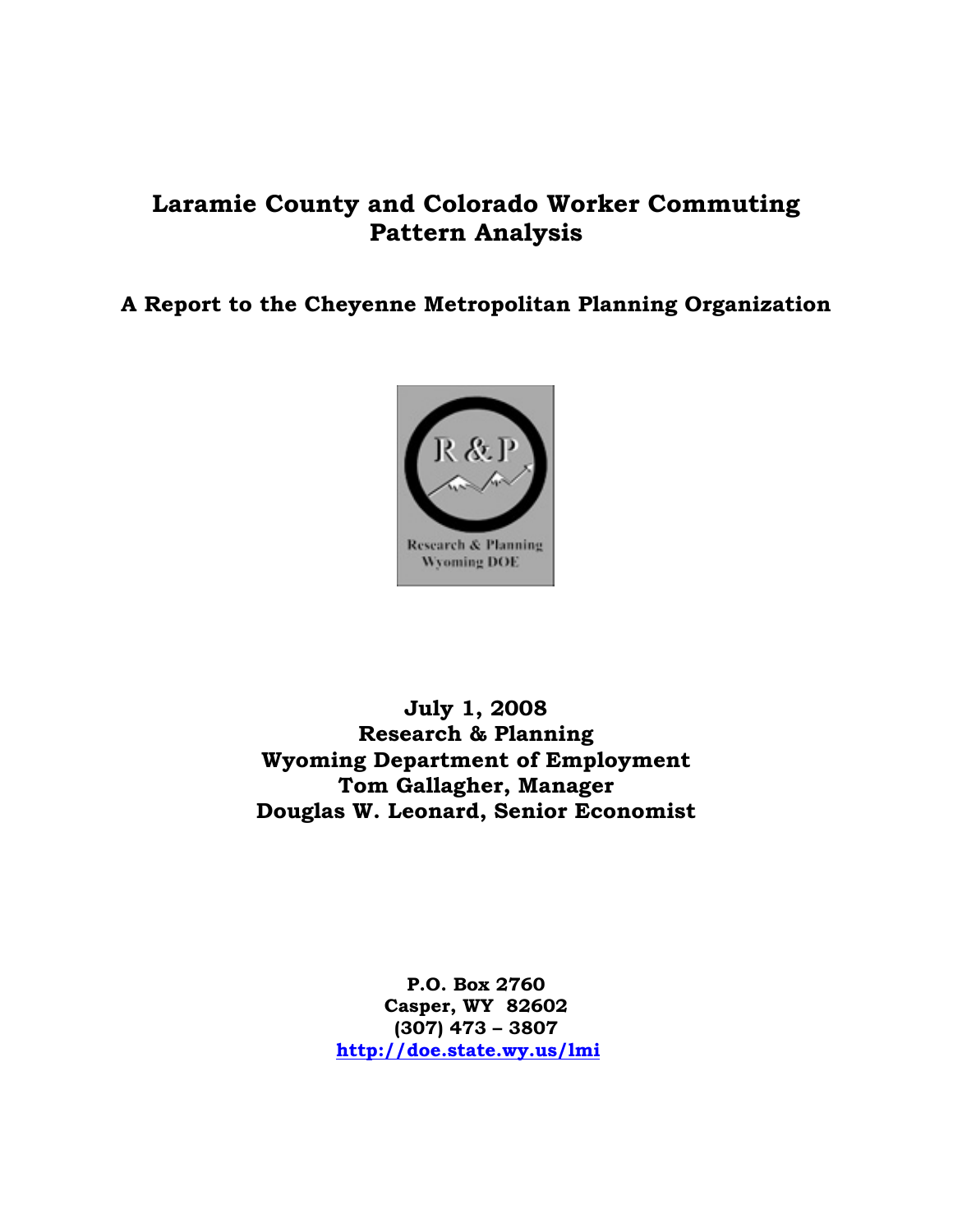# Laramie County and Colorado Worker Commuting Pattern Analysis

## A Report to the Cheyenne Metropolitan Planning Organization

**July 1, 2008**
**Research & Planning**
**Wyoming Department of Employment**
**Tom Gallagher, Manager**
**Douglas W. Leonard, Senior Economist**

**P.O. Box 2760**
**Casper, WY 82602**
**(307) 473 – 3807**
**http://doe.state.wy.us/lmi**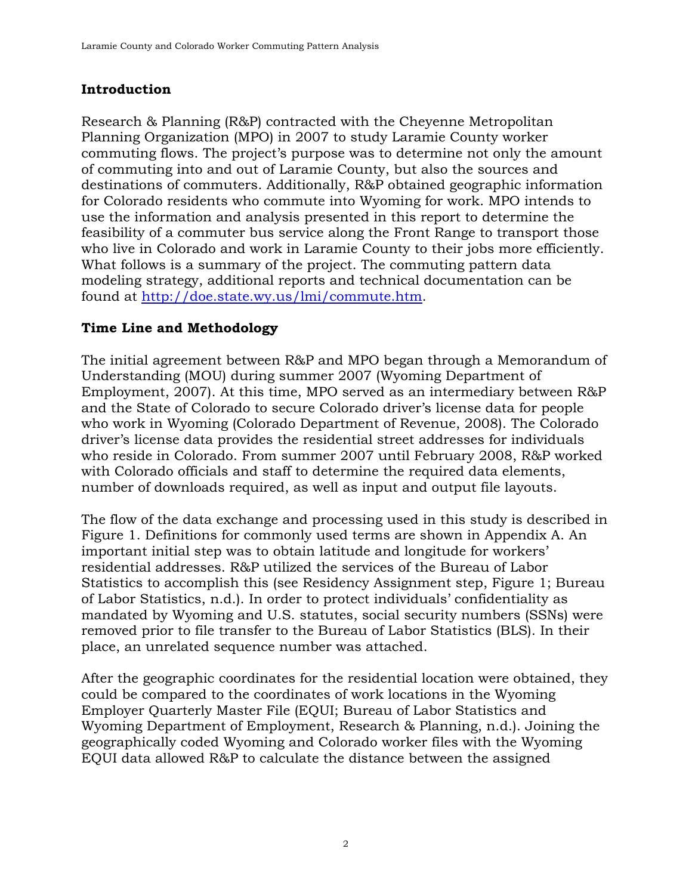## Introduction

Research & Planning (R&P) contracted with the Cheyenne Metropolitan Planning Organization (MPO) in 2007 to study Laramie County worker commuting flows. The project's purpose was to determine not only the amount of commuting into and out of Laramie County, but also the sources and destinations of commuters. Additionally, R&P obtained geographic information for Colorado residents who commute into Wyoming for work. MPO intends to use the information and analysis presented in this report to determine the feasibility of a commuter bus service along the Front Range to transport those who live in Colorado and work in Laramie County to their jobs more efficiently. What follows is a summary of the project. The commuting pattern data modeling strategy, additional reports and technical documentation can be found at http://doe.state.wy.us/lmi/commute.htm.

## Time Line and Methodology

The initial agreement between R&P and MPO began through a Memorandum of Understanding (MOU) during summer 2007 (Wyoming Department of Employment, 2007). At this time, MPO served as an intermediary between R&P and the State of Colorado to secure Colorado driver's license data for people who work in Wyoming (Colorado Department of Revenue, 2008). The Colorado driver's license data provides the residential street addresses for individuals who reside in Colorado. From summer 2007 until February 2008, R&P worked with Colorado officials and staff to determine the required data elements, number of downloads required, as well as input and output file layouts.

The flow of the data exchange and processing used in this study is described in Figure 1. Definitions for commonly used terms are shown in Appendix A. An important initial step was to obtain latitude and longitude for workers' residential addresses. R&P utilized the services of the Bureau of Labor Statistics to accomplish this (see Residency Assignment step, Figure 1; Bureau of Labor Statistics, n.d.). In order to protect individuals' confidentiality as mandated by Wyoming and U.S. statutes, social security numbers (SSNs) were removed prior to file transfer to the Bureau of Labor Statistics (BLS). In their place, an unrelated sequence number was attached.

After the geographic coordinates for the residential location were obtained, they could be compared to the coordinates of work locations in the Wyoming Employer Quarterly Master File (EQUI; Bureau of Labor Statistics and Wyoming Department of Employment, Research & Planning, n.d.). Joining the geographically coded Wyoming and Colorado worker files with the Wyoming EQUI data allowed R&P to calculate the distance between the assigned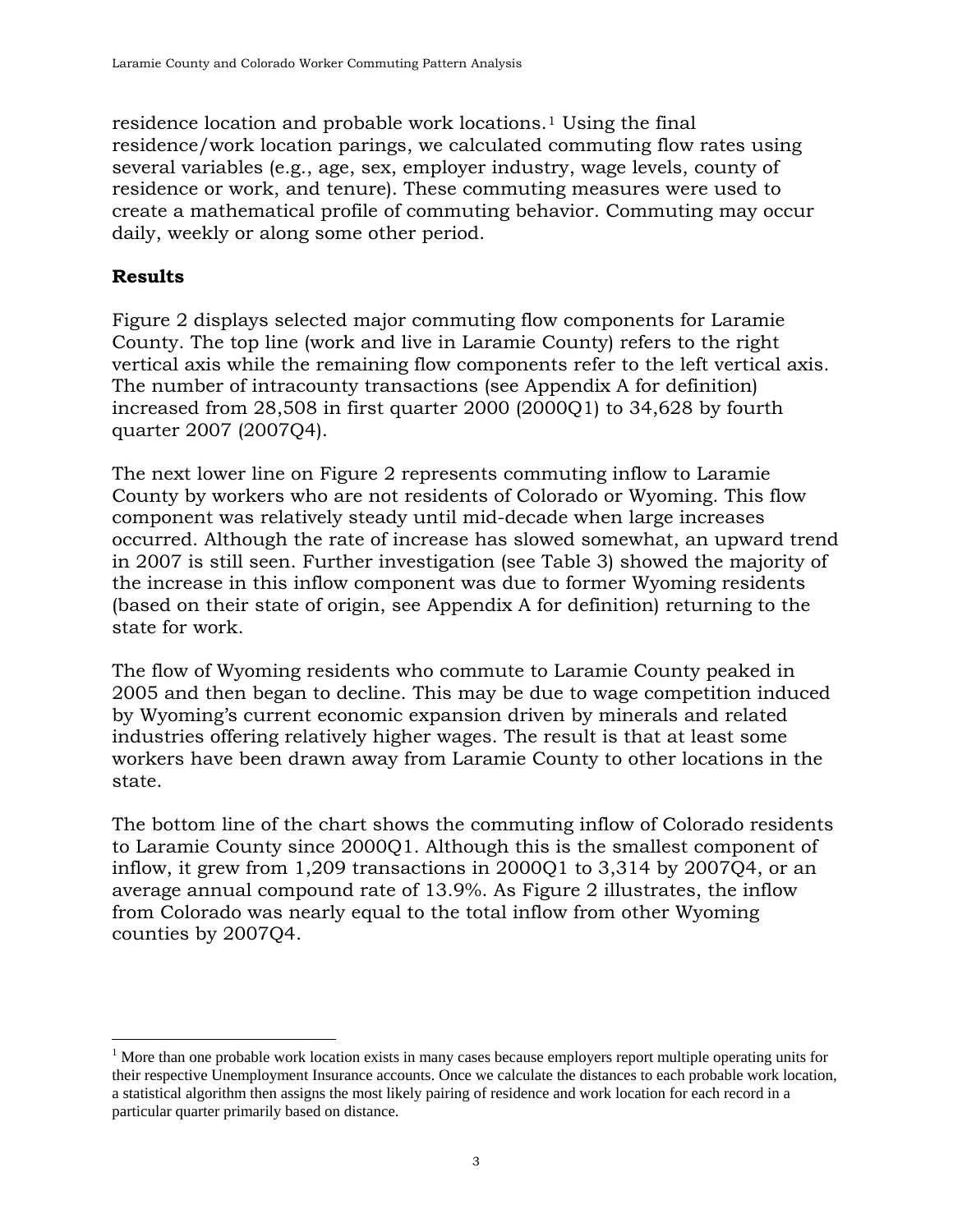residence location and probable work locations.[1] Using the final residence/work location parings, we calculated commuting flow rates using several variables (e.g., age, sex, employer industry, wage levels, county of residence or work, and tenure). These commuting measures were used to create a mathematical profile of commuting behavior. Commuting may occur daily, weekly or along some other period.

## Results

Figure 2 displays selected major commuting flow components for Laramie County. The top line (work and live in Laramie County) refers to the right vertical axis while the remaining flow components refer to the left vertical axis. The number of intracounty transactions (see Appendix A for definition) increased from 28,508 in first quarter 2000 (2000Q1) to 34,628 by fourth quarter 2007 (2007Q4).

The next lower line on Figure 2 represents commuting inflow to Laramie County by workers who are not residents of Colorado or Wyoming. This flow component was relatively steady until mid-decade when large increases occurred. Although the rate of increase has slowed somewhat, an upward trend in 2007 is still seen. Further investigation (see Table 3) showed the majority of the increase in this inflow component was due to former Wyoming residents (based on their state of origin, see Appendix A for definition) returning to the state for work.

The flow of Wyoming residents who commute to Laramie County peaked in 2005 and then began to decline. This may be due to wage competition induced by Wyoming's current economic expansion driven by minerals and related industries offering relatively higher wages. The result is that at least some workers have been drawn away from Laramie County to other locations in the state.

The bottom line of the chart shows the commuting inflow of Colorado residents to Laramie County since 2000Q1. Although this is the smallest component of inflow, it grew from 1,209 transactions in 2000Q1 to 3,314 by 2007Q4, or an average annual compound rate of 13.9%. As Figure 2 illustrates, the inflow from Colorado was nearly equal to the total inflow from other Wyoming counties by 2007Q4.

[1] More than one probable work location exists in many cases because employers report multiple operating units for their respective Unemployment Insurance accounts. Once we calculate the distances to each probable work location, a statistical algorithm then assigns the most likely pairing of residence and work location for each record in a particular quarter primarily based on distance.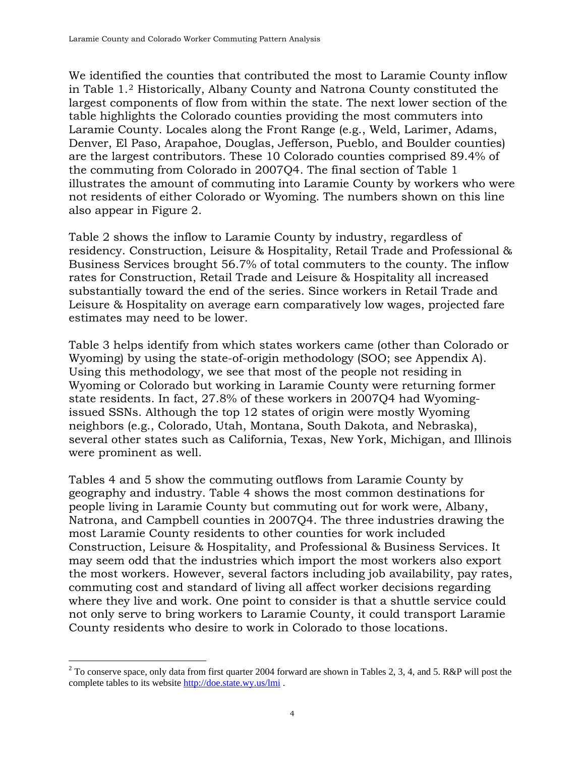We identified the counties that contributed the most to Laramie County inflow in Table 1.[2] Historically, Albany County and Natrona County constituted the largest components of flow from within the state. The next lower section of the table highlights the Colorado counties providing the most commuters into Laramie County. Locales along the Front Range (e.g., Weld, Larimer, Adams, Denver, El Paso, Arapahoe, Douglas, Jefferson, Pueblo, and Boulder counties) are the largest contributors. These 10 Colorado counties comprised 89.4% of the commuting from Colorado in 2007Q4. The final section of Table 1 illustrates the amount of commuting into Laramie County by workers who were not residents of either Colorado or Wyoming. The numbers shown on this line also appear in Figure 2.

Table 2 shows the inflow to Laramie County by industry, regardless of residency. Construction, Leisure & Hospitality, Retail Trade and Professional & Business Services brought 56.7% of total commuters to the county. The inflow rates for Construction, Retail Trade and Leisure & Hospitality all increased substantially toward the end of the series. Since workers in Retail Trade and Leisure & Hospitality on average earn comparatively low wages, projected fare estimates may need to be lower.

Table 3 helps identify from which states workers came (other than Colorado or Wyoming) by using the state-of-origin methodology (SOO; see Appendix A). Using this methodology, we see that most of the people not residing in Wyoming or Colorado but working in Laramie County were returning former state residents. In fact, 27.8% of these workers in 2007Q4 had Wyoming-issued SSNs. Although the top 12 states of origin were mostly Wyoming neighbors (e.g., Colorado, Utah, Montana, South Dakota, and Nebraska), several other states such as California, Texas, New York, Michigan, and Illinois were prominent as well.

Tables 4 and 5 show the commuting outflows from Laramie County by geography and industry. Table 4 shows the most common destinations for people living in Laramie County but commuting out for work were, Albany, Natrona, and Campbell counties in 2007Q4. The three industries drawing the most Laramie County residents to other counties for work included Construction, Leisure & Hospitality, and Professional & Business Services. It may seem odd that the industries which import the most workers also export the most workers. However, several factors including job availability, pay rates, commuting cost and standard of living all affect worker decisions regarding where they live and work. One point to consider is that a shuttle service could not only serve to bring workers to Laramie County, it could transport Laramie County residents who desire to work in Colorado to those locations.

---

[2] To conserve space, only data from first quarter 2004 forward are shown in Tables 2, 3, 4, and 5. R&P will post the complete tables to its website http://doe.state.wy.us/lmi .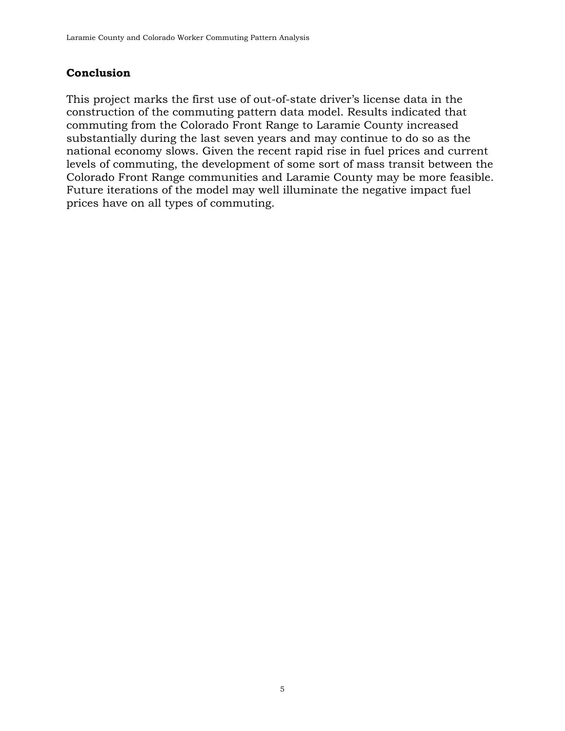## Conclusion

This project marks the first use of out-of-state driver's license data in the construction of the commuting pattern data model. Results indicated that commuting from the Colorado Front Range to Laramie County increased substantially during the last seven years and may continue to do so as the national economy slows. Given the recent rapid rise in fuel prices and current levels of commuting, the development of some sort of mass transit between the Colorado Front Range communities and Laramie County may be more feasible. Future iterations of the model may well illuminate the negative impact fuel prices have on all types of commuting.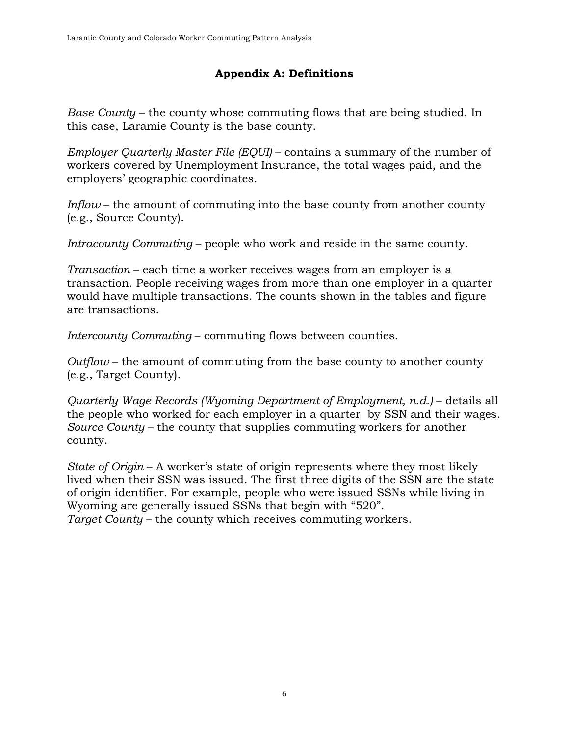## Appendix A: Definitions

*Base County* – the county whose commuting flows that are being studied. In this case, Laramie County is the base county.

*Employer Quarterly Master File (EQUI)* – contains a summary of the number of workers covered by Unemployment Insurance, the total wages paid, and the employers' geographic coordinates.

*Inflow* – the amount of commuting into the base county from another county (e.g., Source County).

*Intracounty Commuting* – people who work and reside in the same county.

*Transaction* – each time a worker receives wages from an employer is a transaction. People receiving wages from more than one employer in a quarter would have multiple transactions. The counts shown in the tables and figure are transactions.

*Intercounty Commuting* – commuting flows between counties.

*Outflow* – the amount of commuting from the base county to another county (e.g., Target County).

*Quarterly Wage Records (Wyoming Department of Employment, n.d.)* – details all the people who worked for each employer in a quarter by SSN and their wages.
*Source County* – the county that supplies commuting workers for another county.

*State of Origin* – A worker's state of origin represents where they most likely lived when their SSN was issued. The first three digits of the SSN are the state of origin identifier. For example, people who were issued SSNs while living in Wyoming are generally issued SSNs that begin with "520".
*Target County* – the county which receives commuting workers.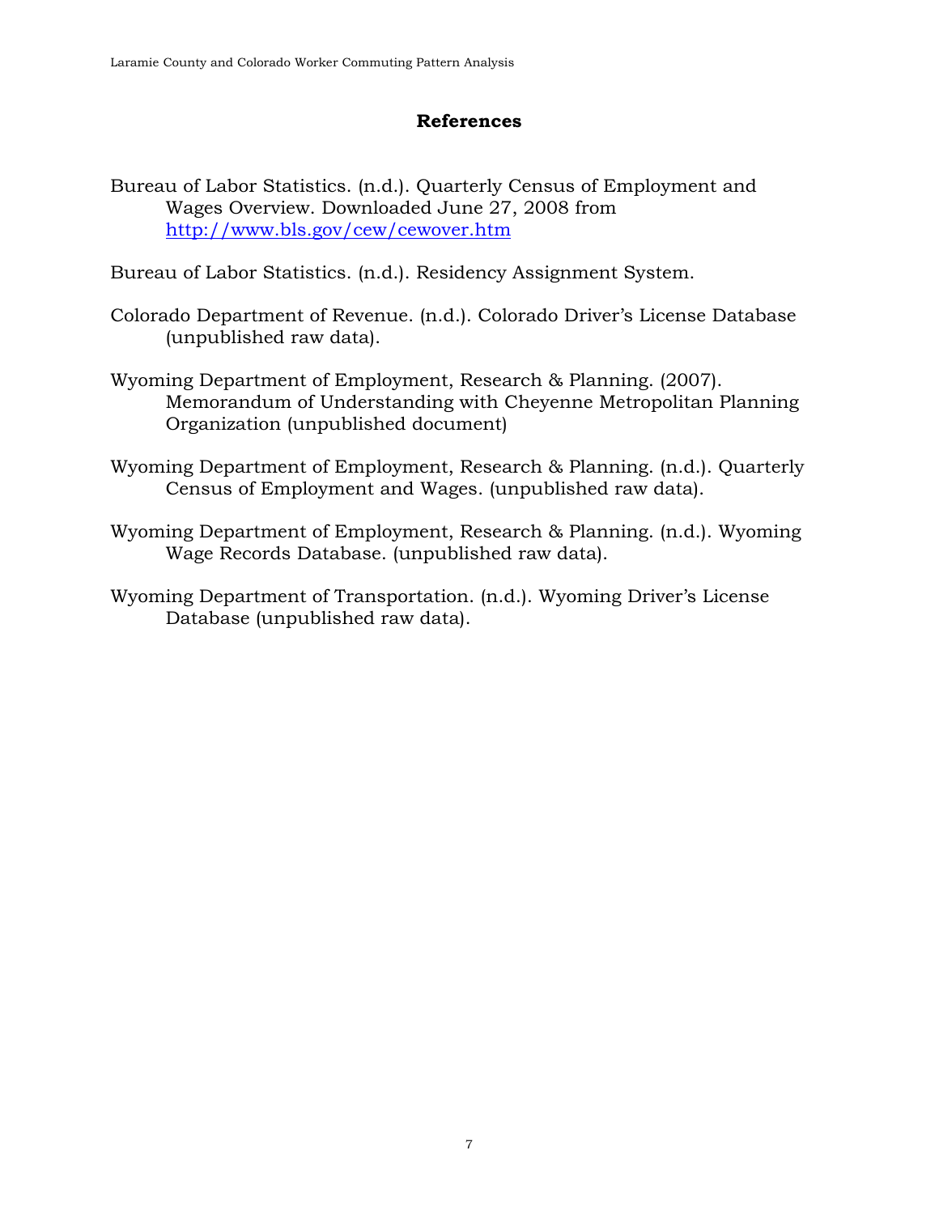## References

Bureau of Labor Statistics. (n.d.). Quarterly Census of Employment and Wages Overview. Downloaded June 27, 2008 from http://www.bls.gov/cew/cewover.htm

Bureau of Labor Statistics. (n.d.). Residency Assignment System.

Colorado Department of Revenue. (n.d.). Colorado Driver's License Database (unpublished raw data).

Wyoming Department of Employment, Research & Planning. (2007). Memorandum of Understanding with Cheyenne Metropolitan Planning Organization (unpublished document)

Wyoming Department of Employment, Research & Planning. (n.d.). Quarterly Census of Employment and Wages. (unpublished raw data).

Wyoming Department of Employment, Research & Planning. (n.d.). Wyoming Wage Records Database. (unpublished raw data).

Wyoming Department of Transportation. (n.d.). Wyoming Driver's License Database (unpublished raw data).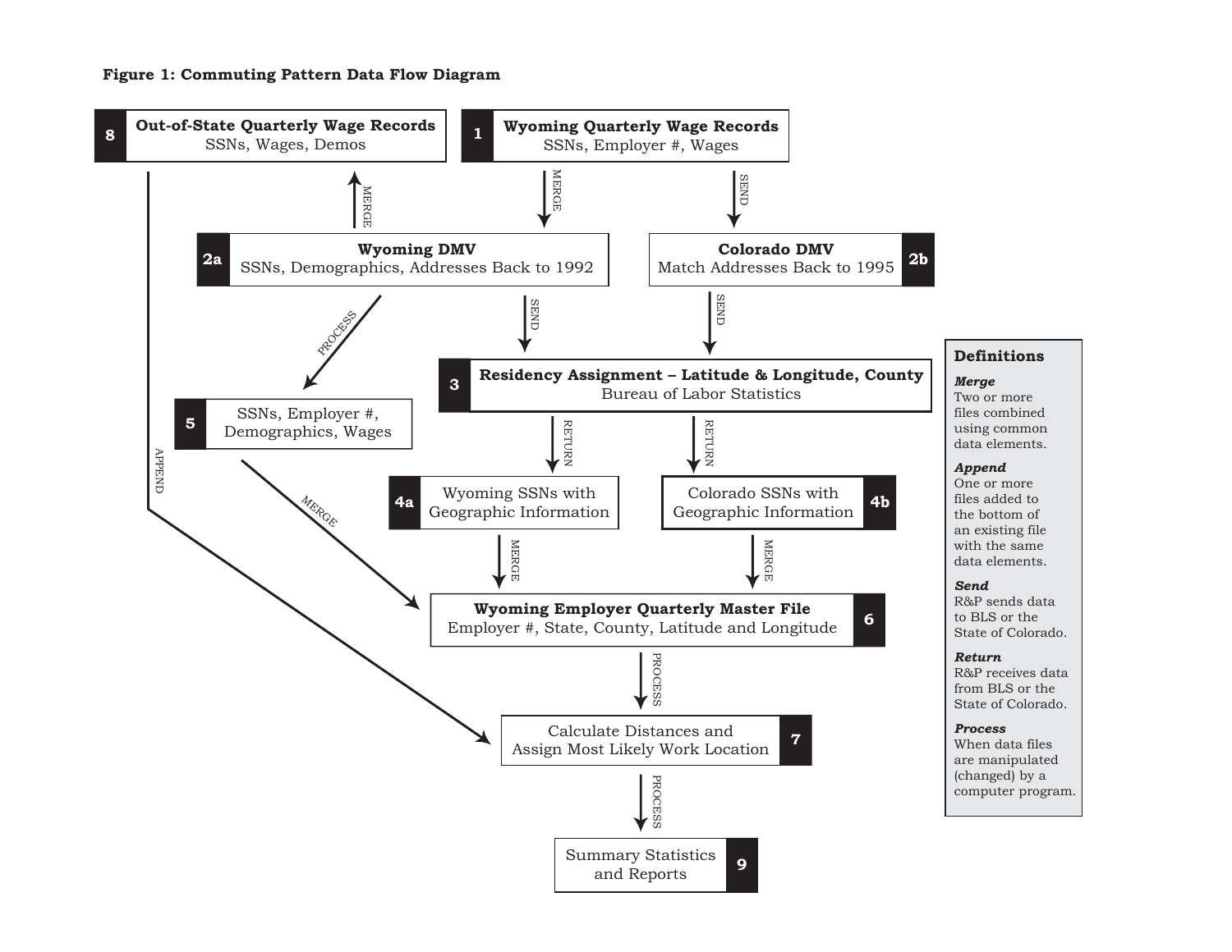**Figure 1: Commuting Pattern Data Flow Diagram**

**8** **Out-of-State Quarterly Wage Records**
SSNs, Wages, Demos

**1** **Wyoming Quarterly Wage Records**
SSNs, Employer #, Wages

MERGE

MERGE

SEND

**2a** **Wyoming DMV**
SSNs, Demographics, Addresses Back to 1992

**2b** **Colorado DMV**
Match Addresses Back to 1995

PROCESS

SEND

SEND

**3** **Residency Assignment – Latitude & Longitude, County**
Bureau of Labor Statistics

**5** SSNs, Employer #, Demographics, Wages

APPEND

RETURN

RETURN

**4a** Wyoming SSNs with Geographic Information

**4b** Colorado SSNs with Geographic Information

MERGE

MERGE

MERGE

**6** **Wyoming Employer Quarterly Master File**
Employer #, State, County, Latitude and Longitude

PROCESS

**7** Calculate Distances and Assign Most Likely Work Location

PROCESS

**9** Summary Statistics and Reports

**Definitions**

***Merge***
Two or more files combined using common data elements.

***Append***
One or more files added to the bottom of an existing file with the same data elements.

***Send***
R&P sends data to BLS or the State of Colorado.

***Return***
R&P receives data from BLS or the State of Colorado.

***Process***
When data files are manipulated (changed) by a computer program.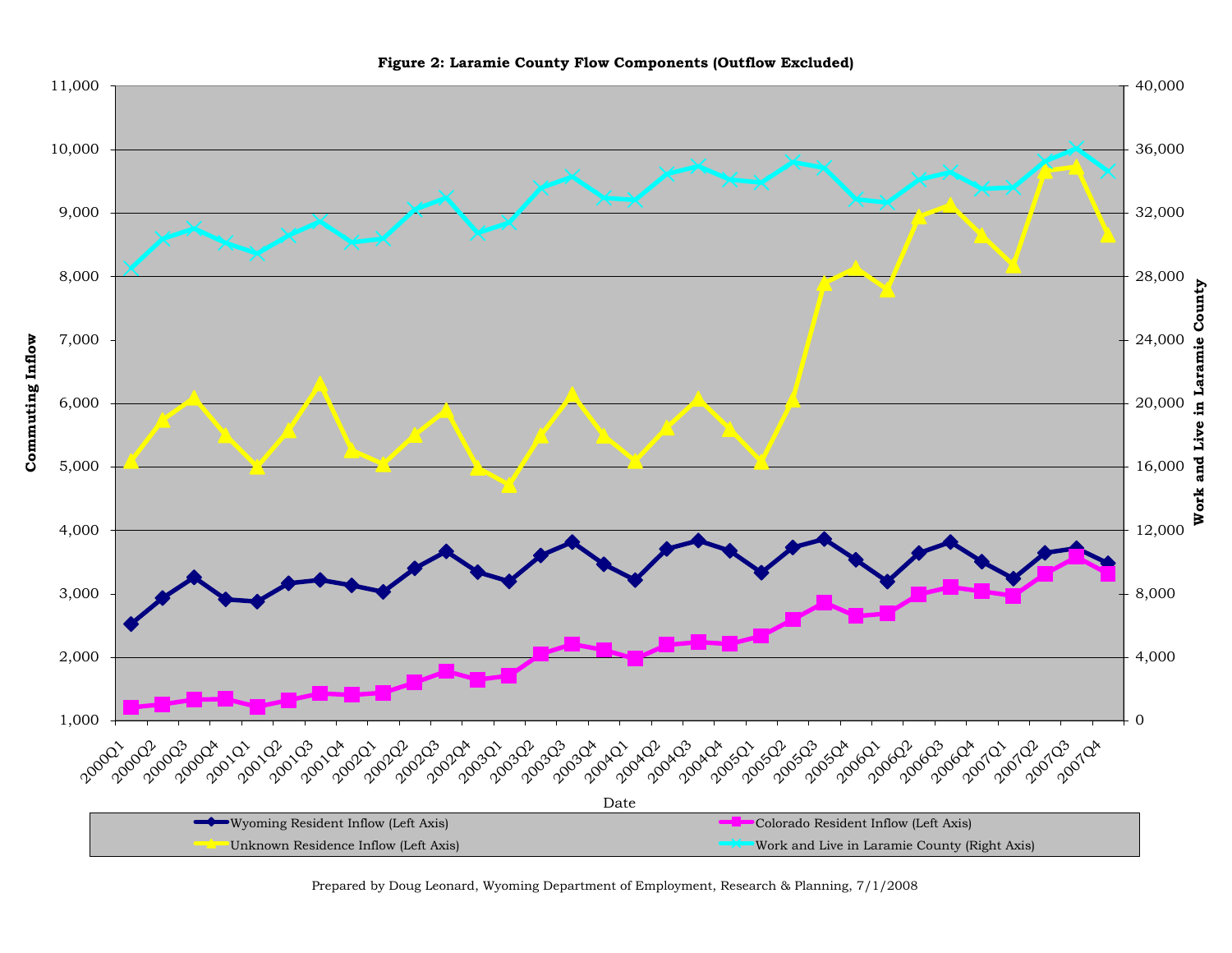**Figure 2: Laramie County Flow Components (Outflow Excluded)**

Prepared by Doug Leonard, Wyoming Department of Employment, Research & Planning, 7/1/2008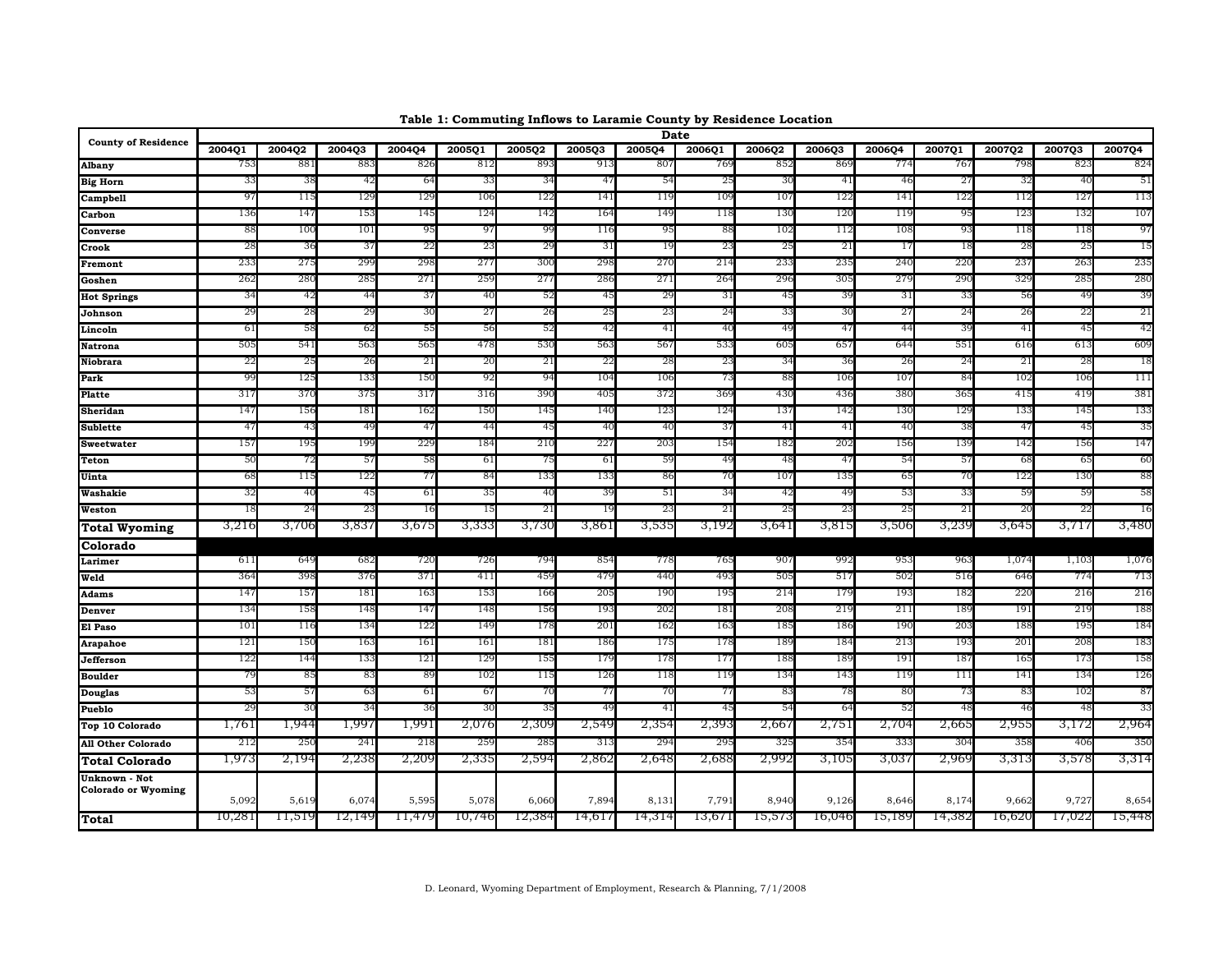**Table 1: Commuting Inflows to Laramie County by Residence Location**

| County of Residence | Date | | | | | | | | | | | | | | | |
|---|---|---|---|---|---|---|---|---|---|---|---|---|---|---|---|---|
| | 2004Q1 | 2004Q2 | 2004Q3 | 2004Q4 | 2005Q1 | 2005Q2 | 2005Q3 | 2005Q4 | 2006Q1 | 2006Q2 | 2006Q3 | 2006Q4 | 2007Q1 | 2007Q2 | 2007Q3 | 2007Q4 |
| **Albany** | 753 | 881 | 883 | 826 | 812 | 893 | 913 | 807 | 769 | 852 | 869 | 774 | 767 | 798 | 823 | 824 |
| **Big Horn** | 33 | 38 | 42 | 64 | 33 | 34 | 47 | 54 | 25 | 30 | 41 | 46 | 27 | 32 | 40 | 51 |
| **Campbell** | 97 | 115 | 129 | 129 | 106 | 122 | 141 | 119 | 109 | 107 | 122 | 141 | 122 | 112 | 127 | 113 |
| **Carbon** | 136 | 147 | 153 | 145 | 124 | 142 | 164 | 149 | 118 | 130 | 120 | 119 | 95 | 123 | 132 | 107 |
| **Converse** | 88 | 100 | 101 | 95 | 97 | 99 | 116 | 95 | 88 | 102 | 112 | 108 | 93 | 118 | 118 | 97 |
| **Crook** | 28 | 36 | 37 | 22 | 23 | 29 | 31 | 19 | 23 | 25 | 21 | 17 | 18 | 28 | 25 | 15 |
| **Fremont** | 233 | 275 | 299 | 298 | 277 | 300 | 298 | 270 | 214 | 233 | 235 | 240 | 220 | 237 | 263 | 235 |
| **Goshen** | 262 | 280 | 285 | 271 | 259 | 277 | 286 | 271 | 264 | 296 | 305 | 279 | 290 | 329 | 285 | 280 |
| **Hot Springs** | 34 | 42 | 44 | 37 | 40 | 52 | 45 | 29 | 31 | 45 | 39 | 31 | 33 | 56 | 49 | 39 |
| **Johnson** | 29 | 28 | 29 | 30 | 27 | 26 | 25 | 23 | 24 | 33 | 30 | 27 | 24 | 26 | 22 | 21 |
| **Lincoln** | 61 | 58 | 62 | 55 | 56 | 52 | 42 | 41 | 40 | 49 | 47 | 44 | 39 | 41 | 45 | 42 |
| **Natrona** | 505 | 541 | 563 | 565 | 478 | 530 | 563 | 567 | 533 | 605 | 657 | 644 | 551 | 616 | 613 | 609 |
| **Niobrara** | 22 | 25 | 26 | 21 | 20 | 21 | 22 | 28 | 23 | 34 | 36 | 26 | 24 | 21 | 28 | 18 |
| **Park** | 99 | 125 | 133 | 150 | 92 | 94 | 104 | 106 | 73 | 88 | 106 | 107 | 84 | 102 | 106 | 111 |
| **Platte** | 317 | 370 | 375 | 317 | 316 | 390 | 405 | 372 | 369 | 430 | 436 | 380 | 365 | 415 | 419 | 381 |
| **Sheridan** | 147 | 156 | 181 | 162 | 150 | 145 | 140 | 123 | 124 | 137 | 142 | 130 | 129 | 133 | 145 | 133 |
| **Sublette** | 47 | 43 | 49 | 47 | 44 | 45 | 40 | 40 | 37 | 41 | 41 | 40 | 38 | 47 | 45 | 35 |
| **Sweetwater** | 157 | 195 | 199 | 229 | 184 | 210 | 227 | 203 | 154 | 182 | 202 | 156 | 139 | 142 | 156 | 147 |
| **Teton** | 50 | 72 | 57 | 58 | 61 | 75 | 61 | 59 | 49 | 48 | 47 | 54 | 57 | 68 | 65 | 60 |
| **Uinta** | 68 | 115 | 122 | 77 | 84 | 133 | 133 | 86 | 70 | 107 | 135 | 65 | 70 | 122 | 130 | 88 |
| **Washakie** | 32 | 40 | 45 | 61 | 35 | 40 | 39 | 51 | 34 | 42 | 49 | 53 | 33 | 59 | 59 | 58 |
| **Weston** | 18 | 24 | 23 | 16 | 15 | 21 | 19 | 23 | 21 | 25 | 23 | 25 | 21 | 20 | 22 | 16 |
| **Total Wyoming** | 3,216 | 3,706 | 3,837 | 3,675 | 3,333 | 3,730 | 3,861 | 3,535 | 3,192 | 3,641 | 3,815 | 3,506 | 3,239 | 3,645 | 3,717 | 3,480 |
| **Colorado** | | | | | | | | | | | | | | | | |
| **Larimer** | 611 | 649 | 682 | 720 | 726 | 794 | 854 | 778 | 765 | 907 | 992 | 953 | 963 | 1,074 | 1,103 | 1,076 |
| **Weld** | 364 | 398 | 376 | 371 | 411 | 459 | 479 | 440 | 493 | 505 | 517 | 502 | 516 | 646 | 774 | 713 |
| **Adams** | 147 | 157 | 181 | 163 | 153 | 166 | 205 | 190 | 195 | 214 | 179 | 193 | 182 | 220 | 216 | 216 |
| **Denver** | 134 | 158 | 148 | 147 | 148 | 156 | 193 | 202 | 181 | 208 | 219 | 211 | 189 | 191 | 219 | 188 |
| **El Paso** | 101 | 116 | 134 | 122 | 149 | 178 | 201 | 162 | 163 | 185 | 186 | 190 | 203 | 188 | 195 | 184 |
| **Arapahoe** | 121 | 150 | 163 | 161 | 161 | 181 | 186 | 175 | 178 | 189 | 184 | 213 | 193 | 201 | 208 | 183 |
| **Jefferson** | 122 | 144 | 133 | 121 | 129 | 155 | 179 | 178 | 177 | 188 | 189 | 191 | 187 | 165 | 173 | 158 |
| **Boulder** | 79 | 85 | 83 | 89 | 102 | 115 | 126 | 118 | 119 | 134 | 143 | 119 | 111 | 141 | 134 | 126 |
| **Douglas** | 53 | 57 | 63 | 61 | 67 | 70 | 77 | 70 | 77 | 83 | 78 | 80 | 73 | 83 | 102 | 87 |
| **Pueblo** | 29 | 30 | 34 | 36 | 30 | 35 | 49 | 41 | 45 | 54 | 64 | 52 | 48 | 46 | 48 | 33 |
| **Top 10 Colorado** | 1,761 | 1,944 | 1,997 | 1,991 | 2,076 | 2,309 | 2,549 | 2,354 | 2,393 | 2,667 | 2,751 | 2,704 | 2,665 | 2,955 | 3,172 | 2,964 |
| **All Other Colorado** | 212 | 250 | 241 | 218 | 259 | 285 | 313 | 294 | 295 | 325 | 354 | 333 | 304 | 358 | 406 | 350 |
| **Total Colorado** | 1,973 | 2,194 | 2,238 | 2,209 | 2,335 | 2,594 | 2,862 | 2,648 | 2,688 | 2,992 | 3,105 | 3,037 | 2,969 | 3,313 | 3,578 | 3,314 |
| **Unknown - Not Colorado or Wyoming** | 5,092 | 5,619 | 6,074 | 5,595 | 5,078 | 6,060 | 7,894 | 8,131 | 7,791 | 8,940 | 9,126 | 8,646 | 8,174 | 9,662 | 9,727 | 8,654 |
| **Total** | 10,281 | 11,519 | 12,149 | 11,479 | 10,746 | 12,384 | 14,617 | 14,314 | 13,671 | 15,573 | 16,046 | 15,189 | 14,382 | 16,620 | 17,022 | 15,448 |

D. Leonard, Wyoming Department of Employment, Research & Planning, 7/1/2008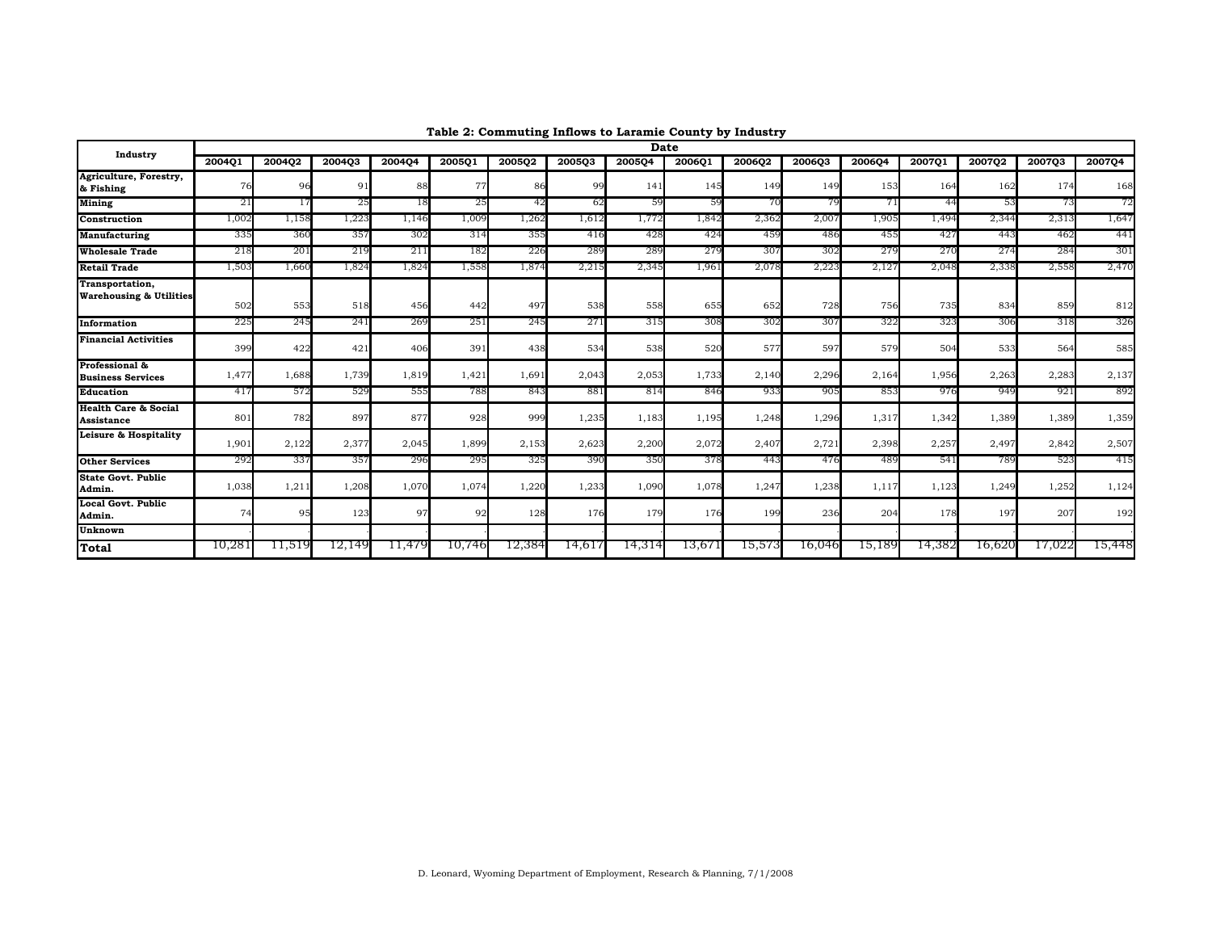**Table 2: Commuting Inflows to Laramie County by Industry**

| Industry | Date | | | | | | | | | | | | | | | |
|---|---|---|---|---|---|---|---|---|---|---|---|---|---|---|---|---|
| | 2004Q1 | 2004Q2 | 2004Q3 | 2004Q4 | 2005Q1 | 2005Q2 | 2005Q3 | 2005Q4 | 2006Q1 | 2006Q2 | 2006Q3 | 2006Q4 | 2007Q1 | 2007Q2 | 2007Q3 | 2007Q4 |
| **Agriculture, Forestry, & Fishing** | 76 | 96 | 91 | 88 | 77 | 86 | 99 | 141 | 145 | 149 | 149 | 153 | 164 | 162 | 174 | 168 |
| **Mining** | 21 | 17 | 25 | 18 | 25 | 42 | 62 | 59 | 59 | 70 | 79 | 71 | 44 | 53 | 73 | 72 |
| **Construction** | 1,002 | 1,158 | 1,223 | 1,146 | 1,009 | 1,262 | 1,612 | 1,772 | 1,842 | 2,362 | 2,007 | 1,905 | 1,494 | 2,344 | 2,313 | 1,647 |
| **Manufacturing** | 335 | 360 | 357 | 302 | 314 | 355 | 416 | 428 | 424 | 459 | 486 | 455 | 427 | 443 | 462 | 441 |
| **Wholesale Trade** | 218 | 201 | 219 | 211 | 182 | 226 | 289 | 289 | 279 | 307 | 302 | 279 | 270 | 274 | 284 | 301 |
| **Retail Trade** | 1,503 | 1,660 | 1,824 | 1,824 | 1,558 | 1,874 | 2,215 | 2,345 | 1,961 | 2,078 | 2,223 | 2,127 | 2,048 | 2,338 | 2,558 | 2,470 |
| **Transportation, Warehousing & Utilities** | 502 | 553 | 518 | 456 | 442 | 497 | 538 | 558 | 655 | 652 | 728 | 756 | 735 | 834 | 859 | 812 |
| **Information** | 225 | 245 | 241 | 269 | 251 | 245 | 271 | 315 | 308 | 302 | 307 | 322 | 323 | 306 | 318 | 326 |
| **Financial Activities** | 399 | 422 | 421 | 406 | 391 | 438 | 534 | 538 | 520 | 577 | 597 | 579 | 504 | 533 | 564 | 585 |
| **Professional & Business Services** | 1,477 | 1,688 | 1,739 | 1,819 | 1,421 | 1,691 | 2,043 | 2,053 | 1,733 | 2,140 | 2,296 | 2,164 | 1,956 | 2,263 | 2,283 | 2,137 |
| **Education** | 417 | 572 | 529 | 555 | 788 | 843 | 881 | 814 | 846 | 933 | 905 | 853 | 976 | 949 | 921 | 892 |
| **Health Care & Social Assistance** | 801 | 782 | 897 | 877 | 928 | 999 | 1,235 | 1,183 | 1,195 | 1,248 | 1,296 | 1,317 | 1,342 | 1,389 | 1,389 | 1,359 |
| **Leisure & Hospitality** | 1,901 | 2,122 | 2,377 | 2,045 | 1,899 | 2,153 | 2,623 | 2,200 | 2,072 | 2,407 | 2,721 | 2,398 | 2,257 | 2,497 | 2,842 | 2,507 |
| **Other Services** | 292 | 337 | 357 | 296 | 295 | 325 | 390 | 350 | 378 | 443 | 476 | 489 | 541 | 789 | 523 | 415 |
| **State Govt. Public Admin.** | 1,038 | 1,211 | 1,208 | 1,070 | 1,074 | 1,220 | 1,233 | 1,090 | 1,078 | 1,247 | 1,238 | 1,117 | 1,123 | 1,249 | 1,252 | 1,124 |
| **Local Govt. Public Admin.** | 74 | 95 | 123 | 97 | 92 | 128 | 176 | 179 | 176 | 199 | 236 | 204 | 178 | 197 | 207 | 192 |
| **Unknown** | - | - | - | - | - | - | - | - | - | - | - | - | - | - | - | - |
| **Total** | 10,281 | 11,519 | 12,149 | 11,479 | 10,746 | 12,384 | 14,617 | 14,314 | 13,671 | 15,573 | 16,046 | 15,189 | 14,382 | 16,620 | 17,022 | 15,448 |

D. Leonard, Wyoming Department of Employment, Research & Planning, 7/1/2008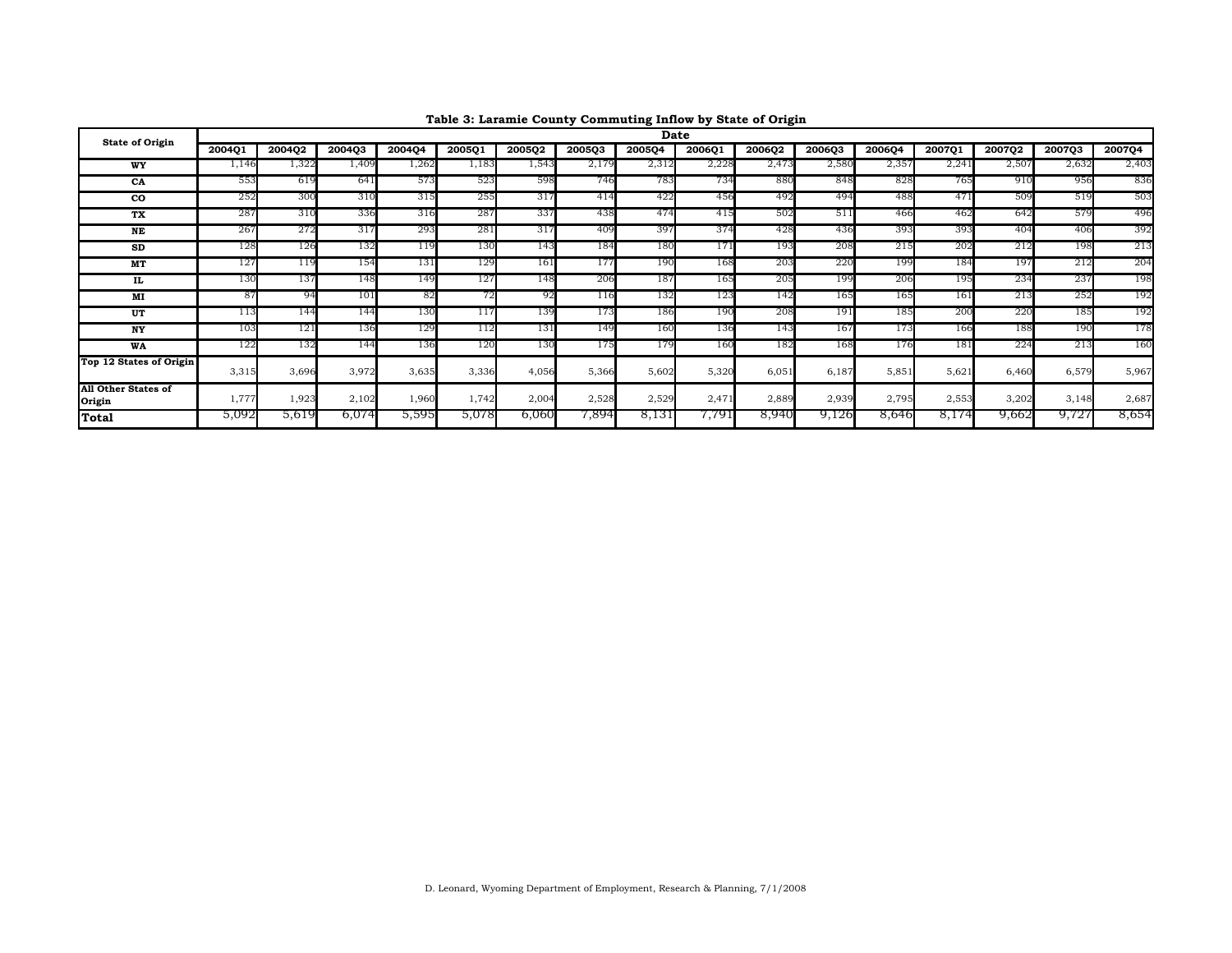**Table 3: Laramie County Commuting Inflow by State of Origin**

| State of Origin | Date | | | | | | | | | | | | | | | |
|---|---|---|---|---|---|---|---|---|---|---|---|---|---|---|---|---|
| | 2004Q1 | 2004Q2 | 2004Q3 | 2004Q4 | 2005Q1 | 2005Q2 | 2005Q3 | 2005Q4 | 2006Q1 | 2006Q2 | 2006Q3 | 2006Q4 | 2007Q1 | 2007Q2 | 2007Q3 | 2007Q4 |
| **WY** | 1,146 | 1,322 | 1,409 | 1,262 | 1,183 | 1,543 | 2,179 | 2,312 | 2,228 | 2,473 | 2,580 | 2,357 | 2,241 | 2,507 | 2,632 | 2,403 |
| **CA** | 553 | 619 | 641 | 573 | 523 | 598 | 746 | 783 | 734 | 880 | 848 | 828 | 765 | 910 | 956 | 836 |
| **CO** | 252 | 300 | 310 | 315 | 255 | 317 | 414 | 422 | 456 | 492 | 494 | 488 | 471 | 509 | 519 | 503 |
| **TX** | 287 | 310 | 336 | 316 | 287 | 337 | 438 | 474 | 415 | 502 | 511 | 466 | 462 | 642 | 579 | 496 |
| **NE** | 267 | 272 | 317 | 293 | 281 | 317 | 409 | 397 | 374 | 428 | 436 | 393 | 393 | 404 | 406 | 392 |
| **SD** | 128 | 126 | 132 | 119 | 130 | 143 | 184 | 180 | 171 | 193 | 208 | 215 | 202 | 212 | 198 | 213 |
| **MT** | 127 | 119 | 154 | 131 | 129 | 161 | 177 | 190 | 168 | 203 | 220 | 199 | 184 | 197 | 212 | 204 |
| **IL** | 130 | 137 | 148 | 149 | 127 | 148 | 206 | 187 | 165 | 205 | 199 | 206 | 195 | 234 | 237 | 198 |
| **MI** | 87 | 94 | 101 | 82 | 72 | 92 | 116 | 132 | 123 | 142 | 165 | 165 | 161 | 213 | 252 | 192 |
| **UT** | 113 | 144 | 144 | 130 | 117 | 139 | 173 | 186 | 190 | 208 | 191 | 185 | 200 | 220 | 185 | 192 |
| **NY** | 103 | 121 | 136 | 129 | 112 | 131 | 149 | 160 | 136 | 143 | 167 | 173 | 166 | 188 | 190 | 178 |
| **WA** | 122 | 132 | 144 | 136 | 120 | 130 | 175 | 179 | 160 | 182 | 168 | 176 | 181 | 224 | 213 | 160 |
| **Top 12 States of Origin** | 3,315 | 3,696 | 3,972 | 3,635 | 3,336 | 4,056 | 5,366 | 5,602 | 5,320 | 6,051 | 6,187 | 5,851 | 5,621 | 6,460 | 6,579 | 5,967 |
| **All Other States of Origin** | 1,777 | 1,923 | 2,102 | 1,960 | 1,742 | 2,004 | 2,528 | 2,529 | 2,471 | 2,889 | 2,939 | 2,795 | 2,553 | 3,202 | 3,148 | 2,687 |
| **Total** | 5,092 | 5,619 | 6,074 | 5,595 | 5,078 | 6,060 | 7,894 | 8,131 | 7,791 | 8,940 | 9,126 | 8,646 | 8,174 | 9,662 | 9,727 | 8,654 |

D. Leonard, Wyoming Department of Employment, Research & Planning, 7/1/2008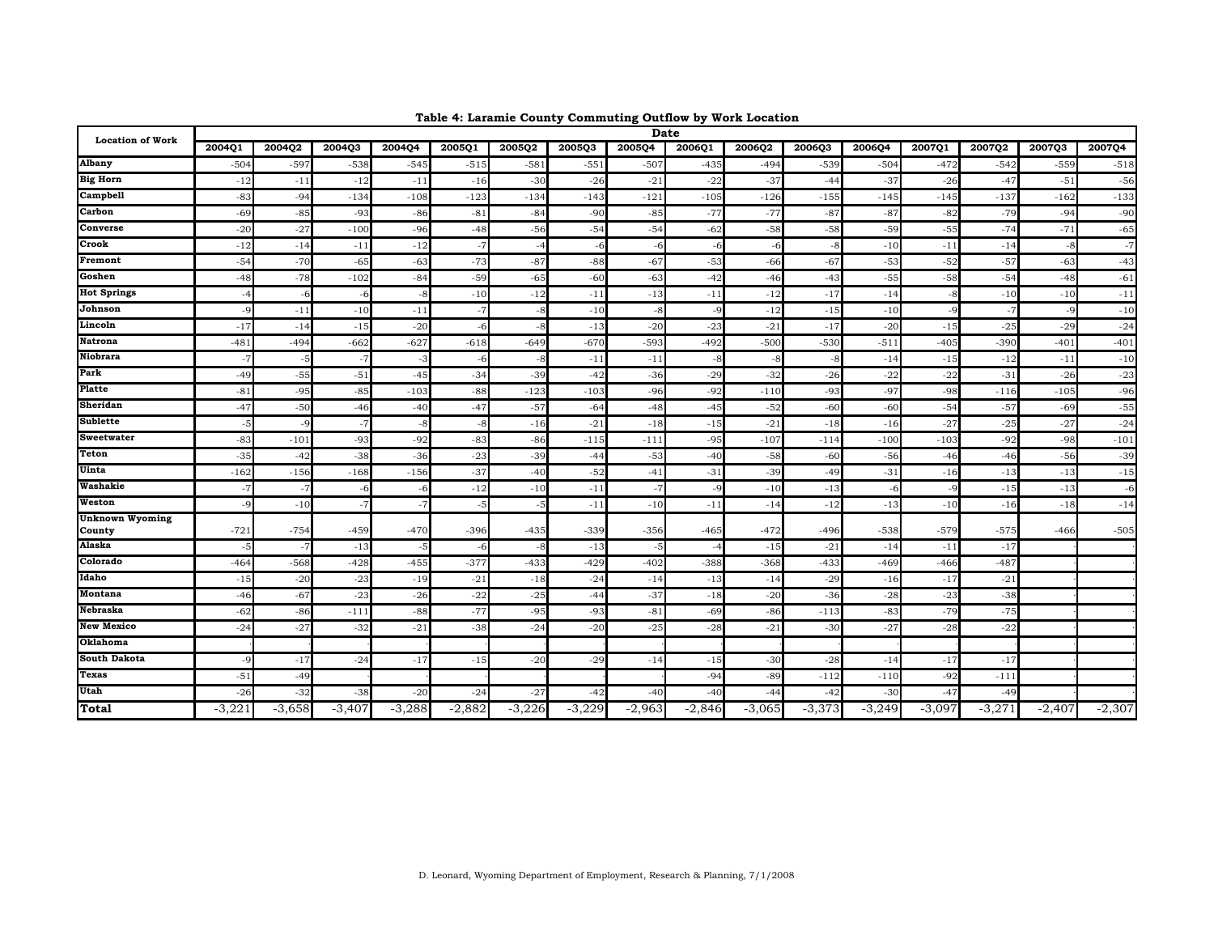**Table 4: Laramie County Commuting Outflow by Work Location**

| Location of Work | Date | | | | | | | | | | | | | | | |
|---|---|---|---|---|---|---|---|---|---|---|---|---|---|---|---|---|
| | 2004Q1 | 2004Q2 | 2004Q3 | 2004Q4 | 2005Q1 | 2005Q2 | 2005Q3 | 2005Q4 | 2006Q1 | 2006Q2 | 2006Q3 | 2006Q4 | 2007Q1 | 2007Q2 | 2007Q3 | 2007Q4 |
| **Albany** | -504 | -597 | -538 | -545 | -515 | -581 | -551 | -507 | -435 | -494 | -539 | -504 | -472 | -542 | -559 | -518 |
| **Big Horn** | -12 | -11 | -12 | -11 | -16 | -30 | -26 | -21 | -22 | -37 | -44 | -37 | -26 | -47 | -51 | -56 |
| **Campbell** | -83 | -94 | -134 | -108 | -123 | -134 | -143 | -121 | -105 | -126 | -155 | -145 | -145 | -137 | -162 | -133 |
| **Carbon** | -69 | -85 | -93 | -86 | -81 | -84 | -90 | -85 | -77 | -77 | -87 | -87 | -82 | -79 | -94 | -90 |
| **Converse** | -20 | -27 | -100 | -96 | -48 | -56 | -54 | -54 | -62 | -58 | -58 | -59 | -55 | -74 | -71 | -65 |
| **Crook** | -12 | -14 | -11 | -12 | -7 | -4 | -6 | -6 | -6 | -6 | -8 | -10 | -11 | -14 | -8 | -7 |
| **Fremont** | -54 | -70 | -65 | -63 | -73 | -87 | -88 | -67 | -53 | -66 | -67 | -53 | -52 | -57 | -63 | -43 |
| **Goshen** | -48 | -78 | -102 | -84 | -59 | -65 | -60 | -63 | -42 | -46 | -43 | -55 | -58 | -54 | -48 | -61 |
| **Hot Springs** | -4 | -6 | -6 | -8 | -10 | -12 | -11 | -13 | -11 | -12 | -17 | -14 | -8 | -10 | -10 | -11 |
| **Johnson** | -9 | -11 | -10 | -11 | -7 | -8 | -10 | -8 | -9 | -12 | -15 | -10 | -9 | -7 | -9 | -10 |
| **Lincoln** | -17 | -14 | -15 | -20 | -6 | -8 | -13 | -20 | -23 | -21 | -17 | -20 | -15 | -25 | -29 | -24 |
| **Natrona** | -481 | -494 | -662 | -627 | -618 | -649 | -670 | -593 | -492 | -500 | -530 | -511 | -405 | -390 | -401 | -401 |
| **Niobrara** | -7 | -5 | -7 | -3 | -6 | -8 | -11 | -11 | -8 | -8 | -8 | -14 | -15 | -12 | -11 | -10 |
| **Park** | -49 | -55 | -51 | -45 | -34 | -39 | -42 | -36 | -29 | -32 | -26 | -22 | -22 | -31 | -26 | -23 |
| **Platte** | -81 | -95 | -85 | -103 | -88 | -123 | -103 | -96 | -92 | -110 | -93 | -97 | -98 | -116 | -105 | -96 |
| **Sheridan** | -47 | -50 | -46 | -40 | -47 | -57 | -64 | -48 | -45 | -52 | -60 | -60 | -54 | -57 | -69 | -55 |
| **Sublette** | -5 | -9 | -7 | -8 | -8 | -16 | -21 | -18 | -15 | -21 | -18 | -16 | -27 | -25 | -27 | -24 |
| **Sweetwater** | -83 | -101 | -93 | -92 | -83 | -86 | -115 | -111 | -95 | -107 | -114 | -100 | -103 | -92 | -98 | -101 |
| **Teton** | -35 | -42 | -38 | -36 | -23 | -39 | -44 | -53 | -40 | -58 | -60 | -56 | -46 | -46 | -56 | -39 |
| **Uinta** | -162 | -156 | -168 | -156 | -37 | -40 | -52 | -41 | -31 | -39 | -49 | -31 | -16 | -13 | -13 | -15 |
| **Washakie** | -7 | -7 | -6 | -6 | -12 | -10 | -11 | -7 | -9 | -10 | -13 | -6 | -9 | -15 | -13 | -6 |
| **Weston** | -9 | -10 | -7 | -7 | -5 | -5 | -11 | -10 | -11 | -14 | -12 | -13 | -10 | -16 | -18 | -14 |
| **Unknown Wyoming County** | -721 | -754 | -459 | -470 | -396 | -435 | -339 | -356 | -465 | -472 | -496 | -538 | -579 | -575 | -466 | -505 |
| **Alaska** | -5 | -7 | -13 | -5 | -6 | -8 | -13 | -5 | -4 | -15 | -21 | -14 | -11 | -17 | | |
| **Colorado** | -464 | -568 | -428 | -455 | -377 | -433 | -429 | -402 | -388 | -368 | -433 | -469 | -466 | -487 | | |
| **Idaho** | -15 | -20 | -23 | -19 | -21 | -18 | -24 | -14 | -13 | -14 | -29 | -16 | -17 | -21 | | |
| **Montana** | -46 | -67 | -23 | -26 | -22 | -25 | -44 | -37 | -18 | -20 | -36 | -28 | -23 | -38 | | |
| **Nebraska** | -62 | -86 | -111 | -88 | -77 | -95 | -93 | -81 | -69 | -86 | -113 | -83 | -79 | -75 | | |
| **New Mexico** | -24 | -27 | -32 | -21 | -38 | -24 | -20 | -25 | -28 | -21 | -30 | -27 | -28 | -22 | | |
| **Oklahoma** | | | | | | | | | | | | | | | | |
| **South Dakota** | -9 | -17 | -24 | -17 | -15 | -20 | -29 | -14 | -15 | -30 | -28 | -14 | -17 | -17 | | |
| **Texas** | -51 | -49 | | | | | | | -94 | -89 | -112 | -110 | -92 | -111 | | |
| **Utah** | -26 | -32 | -38 | -20 | -24 | -27 | -42 | -40 | -40 | -44 | -42 | -30 | -47 | -49 | | |
| **Total** | -3,221 | -3,658 | -3,407 | -3,288 | -2,882 | -3,226 | -3,229 | -2,963 | -2,846 | -3,065 | -3,373 | -3,249 | -3,097 | -3,271 | -2,407 | -2,307 |

D. Leonard, Wyoming Department of Employment, Research & Planning, 7/1/2008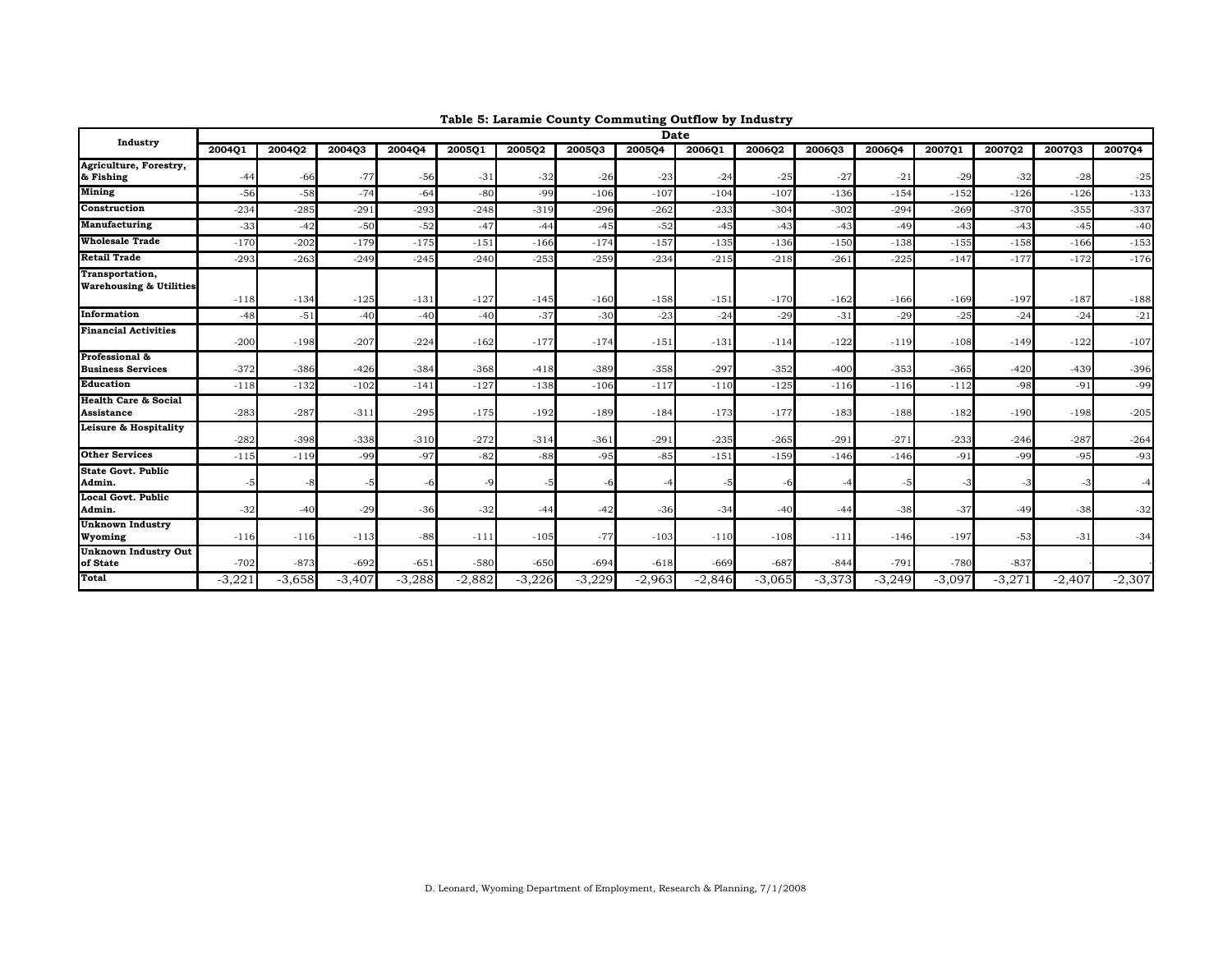**Table 5: Laramie County Commuting Outflow by Industry**

| Industry | Date | | | | | | | | | | | | | | | |
|---|---|---|---|---|---|---|---|---|---|---|---|---|---|---|---|---|
| | 2004Q1 | 2004Q2 | 2004Q3 | 2004Q4 | 2005Q1 | 2005Q2 | 2005Q3 | 2005Q4 | 2006Q1 | 2006Q2 | 2006Q3 | 2006Q4 | 2007Q1 | 2007Q2 | 2007Q3 | 2007Q4 |
| **Agriculture, Forestry, & Fishing** | -44 | -66 | -77 | -56 | -31 | -32 | -26 | -23 | -24 | -25 | -27 | -21 | -29 | -32 | -28 | -25 |
| **Mining** | -56 | -58 | -74 | -64 | -80 | -99 | -106 | -107 | -104 | -107 | -136 | -154 | -152 | -126 | -126 | -133 |
| **Construction** | -234 | -285 | -291 | -293 | -248 | -319 | -296 | -262 | -233 | -304 | -302 | -294 | -269 | -370 | -355 | -337 |
| **Manufacturing** | -33 | -42 | -50 | -52 | -47 | -44 | -45 | -52 | -45 | -43 | -43 | -49 | -43 | -43 | -45 | -40 |
| **Wholesale Trade** | -170 | -202 | -179 | -175 | -151 | -166 | -174 | -157 | -135 | -136 | -150 | -138 | -155 | -158 | -166 | -153 |
| **Retail Trade** | -293 | -263 | -249 | -245 | -240 | -253 | -259 | -234 | -215 | -218 | -261 | -225 | -147 | -177 | -172 | -176 |
| **Transportation, Warehousing & Utilities** | -118 | -134 | -125 | -131 | -127 | -145 | -160 | -158 | -151 | -170 | -162 | -166 | -169 | -197 | -187 | -188 |
| **Information** | -48 | -51 | -40 | -40 | -40 | -37 | -30 | -23 | -24 | -29 | -31 | -29 | -25 | -24 | -24 | -21 |
| **Financial Activities** | -200 | -198 | -207 | -224 | -162 | -177 | -174 | -151 | -131 | -114 | -122 | -119 | -108 | -149 | -122 | -107 |
| **Professional & Business Services** | -372 | -386 | -426 | -384 | -368 | -418 | -389 | -358 | -297 | -352 | -400 | -353 | -365 | -420 | -439 | -396 |
| **Education** | -118 | -132 | -102 | -141 | -127 | -138 | -106 | -117 | -110 | -125 | -116 | -116 | -112 | -98 | -91 | -99 |
| **Health Care & Social Assistance** | -283 | -287 | -311 | -295 | -175 | -192 | -189 | -184 | -173 | -177 | -183 | -188 | -182 | -190 | -198 | -205 |
| **Leisure & Hospitality** | -282 | -398 | -338 | -310 | -272 | -314 | -361 | -291 | -235 | -265 | -291 | -271 | -233 | -246 | -287 | -264 |
| **Other Services** | -115 | -119 | -99 | -97 | -82 | -88 | -95 | -85 | -151 | -159 | -146 | -146 | -91 | -99 | -95 | -93 |
| **State Govt. Public Admin.** | -5 | -8 | -5 | -6 | -9 | -5 | -6 | -4 | -5 | -6 | -4 | -5 | -3 | -3 | -3 | -4 |
| **Local Govt. Public Admin.** | -32 | -40 | -29 | -36 | -32 | -44 | -42 | -36 | -34 | -40 | -44 | -38 | -37 | -49 | -38 | -32 |
| **Unknown Industry Wyoming** | -116 | -116 | -113 | -88 | -111 | -105 | -77 | -103 | -110 | -108 | -111 | -146 | -197 | -53 | -31 | -34 |
| **Unknown Industry Out of State** | -702 | -873 | -692 | -651 | -580 | -650 | -694 | -618 | -669 | -687 | -844 | -791 | -780 | -837 | - | - |
| **Total** | -3,221 | -3,658 | -3,407 | -3,288 | -2,882 | -3,226 | -3,229 | -2,963 | -2,846 | -3,065 | -3,373 | -3,249 | -3,097 | -3,271 | -2,407 | -2,307 |

D. Leonard, Wyoming Department of Employment, Research & Planning, 7/1/2008